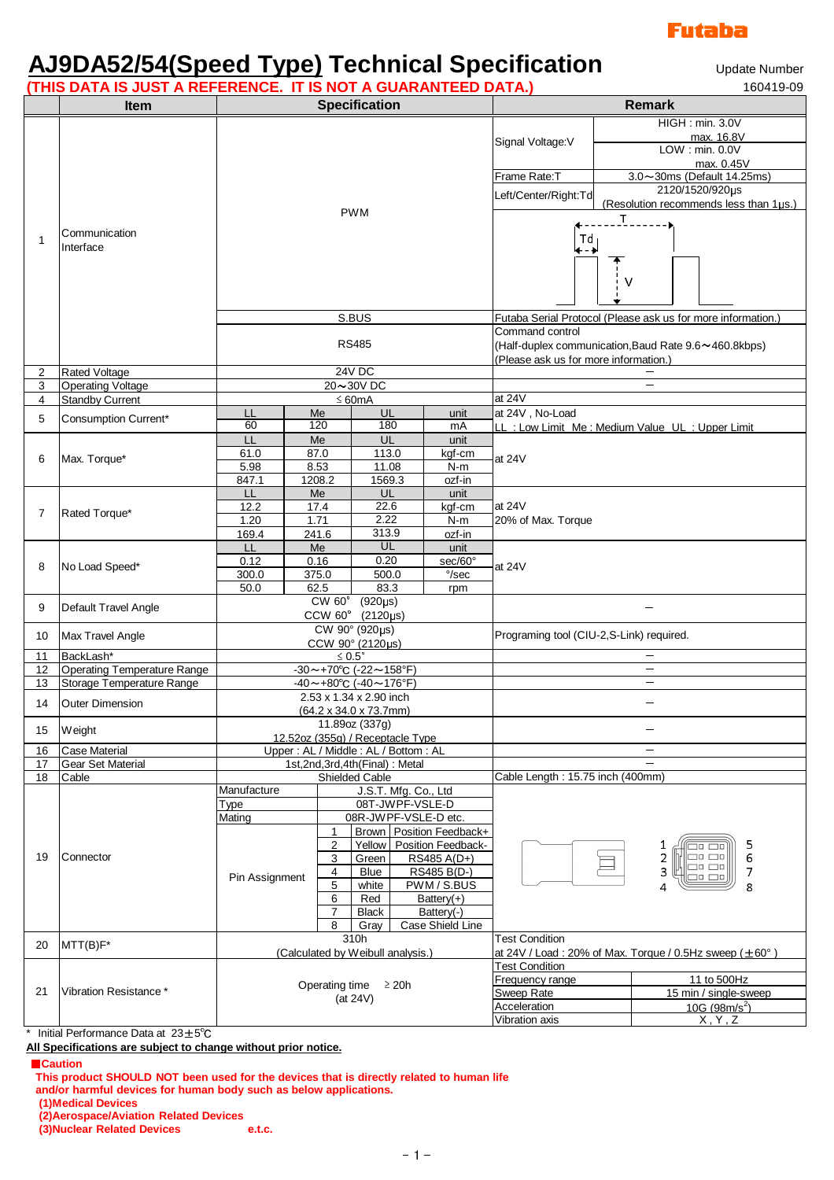Futaba

# AJ9DA52/54(Speed Type) Technical Specification

Update Number 160419-09

**(THIS DATA IS JUST A REFERENCE. IT IS NOT A GUARANTEED DATA.)**

| | Item | Specification | | | | Remark | |
|---|---|---|---|---|---|---|---|
| 1 | Communication Interface | PWM | | | | Signal Voltage:V | HIGH : min. 3.0V max. 16.8V LOW : min. 0.0V max. 0.45V |
| | | | | | | Frame Rate:T | 3.0～30ms (Default 14.25ms) |
| | | | | | | Left/Center/Right:Td | 2120/1520/920μs (Resolution recommends less than 1μs.) |
| | | S.BUS | | | | Futaba Serial Protocol (Please ask us for more information.) | |
| | | RS485 | | | | Command control (Half-duplex communication,Baud Rate 9.6～460.8kbps) (Please ask us for more information.) | |
| 2 | Rated Voltage | 24V DC | | | | − | |
| 3 | Operating Voltage | 20～30V DC | | | | − | |
| 4 | Standby Current | ≤ 60mA | | | | at 24V | |
| 5 | Consumption Current* | LL | Me | UL | unit | at 24V , No-Load | |
| | | 60 | 120 | 180 | mA | LL : Low Limit Me : Medium Value UL : Upper Limit | |
| 6 | Max. Torque* | LL | Me | UL | unit | at 24V | |
| | | 61.0 | 87.0 | 113.0 | kgf-cm | | |
| | | 5.98 | 8.53 | 11.08 | N-m | | |
| | | 847.1 | 1208.2 | 1569.3 | ozf-in | | |
| 7 | Rated Torque* | LL | Me | UL | unit | at 24V 20% of Max. Torque | |
| | | 12.2 | 17.4 | 22.6 | kgf-cm | | |
| | | 1.20 | 1.71 | 2.22 | N-m | | |
| | | 169.4 | 241.6 | 313.9 | ozf-in | | |
| 8 | No Load Speed* | LL | Me | UL | unit | at 24V | |
| | | 0.12 | 0.16 | 0.20 | sec/60° | | |
| | | 300.0 | 375.0 | 500.0 | °/sec | | |
| | | 50.0 | 62.5 | 83.3 | rpm | | |
| 9 | Default Travel Angle | CW 60° (920μs) CCW 60° (2120μs) | | | | − | |
| 10 | Max Travel Angle | CW 90° (920μs) CCW 90° (2120μs) | | | | Programing tool (CIU-2,S-Link) required. | |
| 11 | BackLash* | ≤ 0.5° | | | | − | |
| 12 | Operating Temperature Range | -30～+70℃ (-22～158°F) | | | | − | |
| 13 | Storage Temperature Range | -40～+80℃ (-40～176°F) | | | | − | |
| 14 | Outer Dimension | 2.53 x 1.34 x 2.90 inch (64.2 x 34.0 x 73.7mm) | | | | − | |
| 15 | Weight | 11.89oz (337g) 12.52oz (355g) / Receptacle Type | | | | − | |
| 16 | Case Material | Upper : AL / Middle : AL / Bottom : AL | | | | − | |
| 17 | Gear Set Material | 1st,2nd,3rd,4th(Final) : Metal | | | | − | |
| 18 | Cable | Shielded Cable | | | | Cable Length : 15.75 inch (400mm) | |
| 19 | Connector | Manufacture | J.S.T. Mfg. Co., Ltd | | | | |
| | | Type | 08T-JWPF-VSLE-D | | | | |
| | | Mating | 08R-JWPF-VSLE-D etc. | | | | |
| | | Pin Assignment | 1 | Brown | Position Feedback+ | | |
| | | | 2 | Yellow | Position Feedback- | | |
| | | | 3 | Green | RS485 A(D+) | | |
| | | | 4 | Blue | RS485 B(D-) | | |
| | | | 5 | white | PWM / S.BUS | | |
| | | | 6 | Red | Battery(+) | | |
| | | | 7 | Black | Battery(-) | | |
| | | | 8 | Gray | Case Shield Line | | |
| 20 | MTT(B)F* | 310h (Calculated by Weibull analysis.) | | | | Test Condition at 24V / Load : 20% of Max. Torque / 0.5Hz sweep (±60°) | |
| 21 | Vibration Resistance * | Operating time ≥ 20h (at 24V) | | | | Test Condition | |
| | | | | | | Frequency range | 11 to 500Hz |
| | | | | | | Sweep Rate | 15 min / single-sweep |
| | | | | | | Acceleration | 10G (98m/s$^2$) |
| | | | | | | Vibration axis | X , Y , Z |

\* Initial Performance Data at 23±5℃

**All Specifications are subject to change without prior notice.**

**■Caution**

**This product SHOULD NOT been used for the devices that is directly related to human life and/or harmful devices for human body such as below applications.**

**(1)Medical Devices**

**(2)Aerospace/Aviation Related Devices**

**(3)Nuclear Related Devices e.t.c.**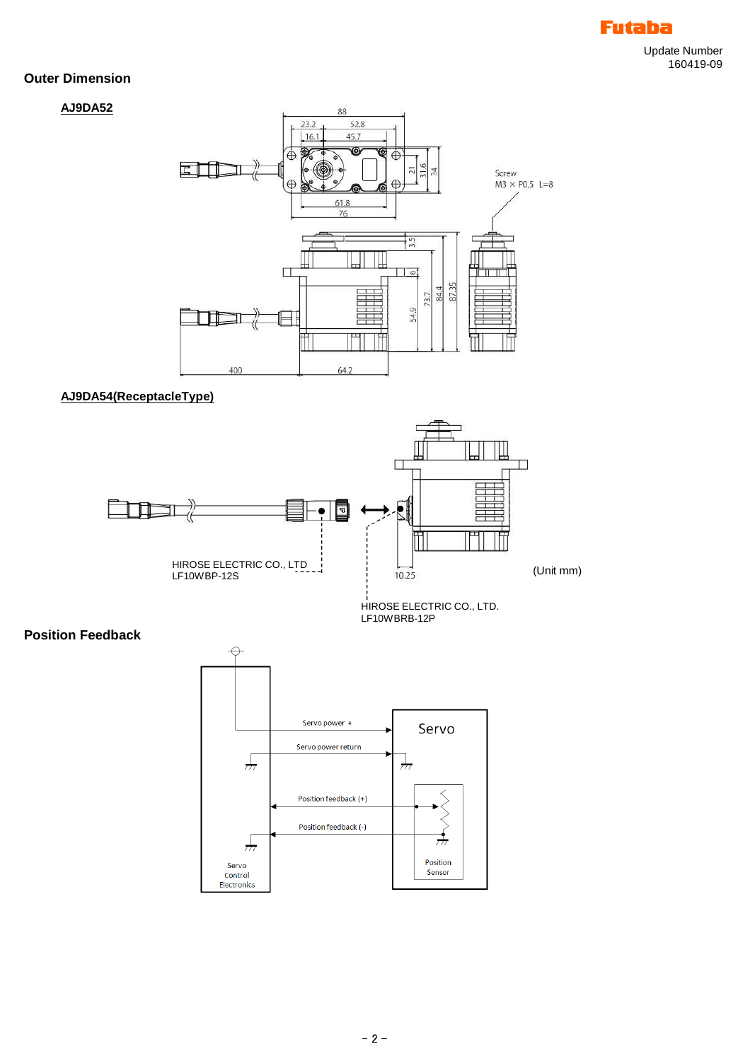Update Number
160419-09

## Outer Dimension

**AJ9DA52**

88
23.2
52.8
16.1
45.7
21
31.6
34
61.8
76
Screw
M3 × P0.5 L=8
3.5
6
54.9
73.7
84.4
87.35
400
64.2

**AJ9DA54(ReceptacleType)**

HIROSE ELECTRIC CO., LTD
LF10WBP-12S

10.25

(Unit mm)

HIROSE ELECTRIC CO., LTD.
LF10WBRB-12P

## Position Feedback

Servo power +
Servo power return
Position feedback (+)
Position feedback (-)
Servo
Position Sensor
Servo Control Electronics